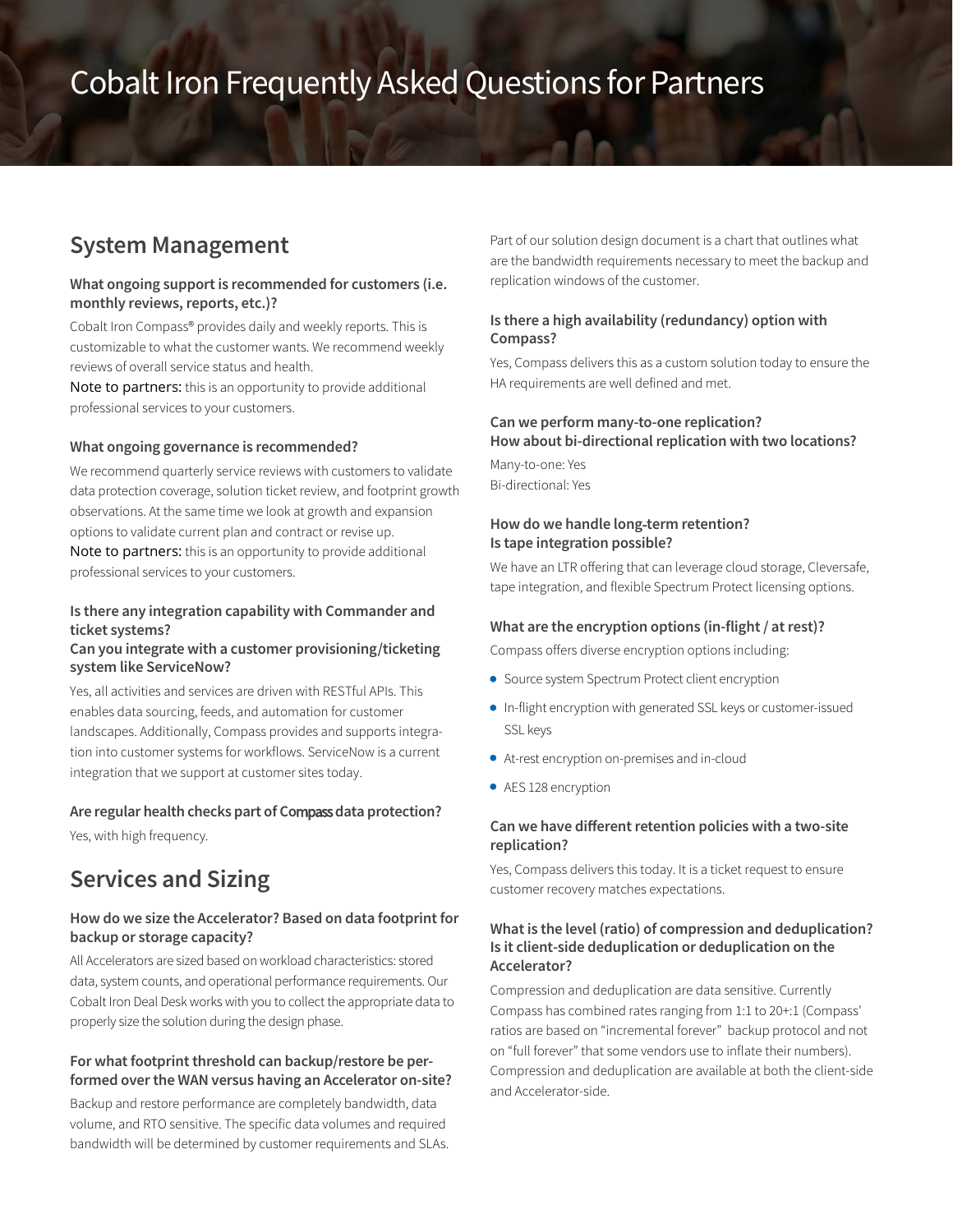# Cobalt Iron Frequently Asked Questions for Partners

## System Management

### What ongoing support is recommended for customers (i.e. monthly reviews, reports, etc.)?

Cobalt Iron Compass® provides daily and weekly reports. This is customizable to what the customer wants. We recommend weekly reviews of overall service status and health.

Note to partners: this is an opportunity to provide additional professional services to your customers.

### What ongoing governance is recommended?

We recommend quarterly service reviews with customers to validate data protection coverage, solution ticket review, and footprint growth observations. At the same time we look at growth and expansion options to validate current plan and contract or revise up.

Note to partners: this is an opportunity to provide additional professional services to your customers.

### Is there any integration capability with Commander and ticket systems?
### Can you integrate with a customer provisioning/ticketing system like ServiceNow?

Yes, all activities and services are driven with RESTful APIs. This enables data sourcing, feeds, and automation for customer landscapes. Additionally, Compass provides and supports integration into customer systems for workflows. ServiceNow is a current integration that we support at customer sites today.

### Are regular health checks part of Compass data protection?

Yes, with high frequency.

## Services and Sizing

### How do we size the Accelerator? Based on data footprint for backup or storage capacity?

All Accelerators are sized based on workload characteristics: stored data, system counts, and operational performance requirements. Our Cobalt Iron Deal Desk works with you to collect the appropriate data to properly size the solution during the design phase.

### For what footprint threshold can backup/restore be performed over the WAN versus having an Accelerator on-site?

Backup and restore performance are completely bandwidth, data volume, and RTO sensitive. The specific data volumes and required bandwidth will be determined by customer requirements and SLAs. Part of our solution design document is a chart that outlines what are the bandwidth requirements necessary to meet the backup and replication windows of the customer.

### Is there a high availability (redundancy) option with Compass?

Yes, Compass delivers this as a custom solution today to ensure the HA requirements are well defined and met.

### Can we perform many-to-one replication?
### How about bi-directional replication with two locations?

Many-to-one: Yes
Bi-directional: Yes

### How do we handle long-term retention?
### Is tape integration possible?

We have an LTR offering that can leverage cloud storage, Cleversafe, tape integration, and flexible Spectrum Protect licensing options.

### What are the encryption options (in-flight / at rest)?

Compass offers diverse encryption options including:

- Source system Spectrum Protect client encryption
- In-flight encryption with generated SSL keys or customer-issued SSL keys
- At-rest encryption on-premises and in-cloud
- AES 128 encryption

### Can we have different retention policies with a two-site replication?

Yes, Compass delivers this today. It is a ticket request to ensure customer recovery matches expectations.

### What is the level (ratio) of compression and deduplication? Is it client-side deduplication or deduplication on the Accelerator?

Compression and deduplication are data sensitive. Currently Compass has combined rates ranging from 1:1 to 20+:1 (Compass' ratios are based on "incremental forever" backup protocol and not on "full forever" that some vendors use to inflate their numbers). Compression and deduplication are available at both the client-side and Accelerator-side.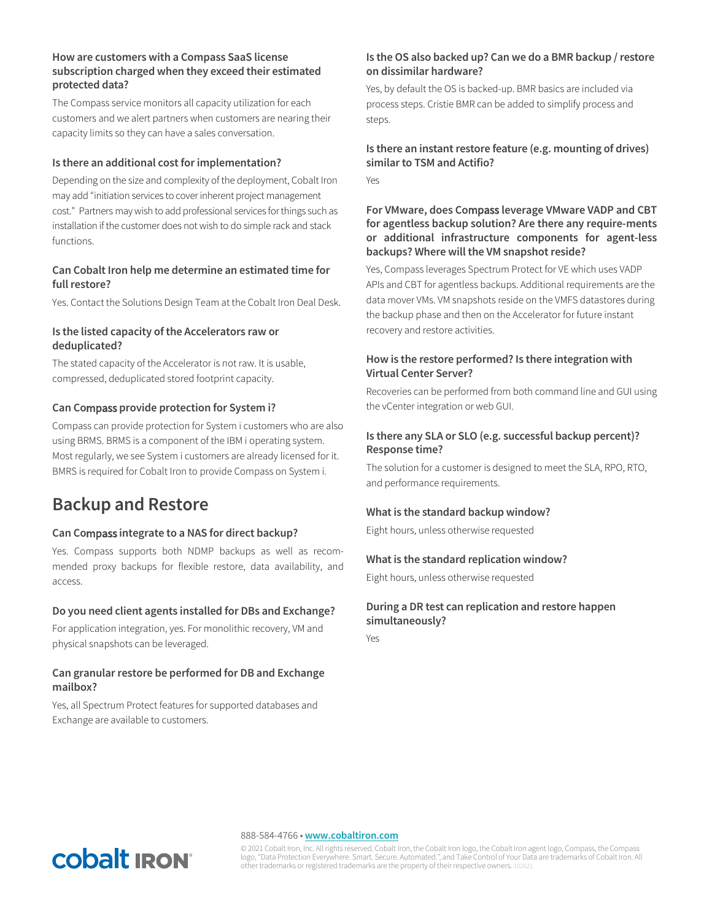**How are customers with a Compass SaaS license subscription charged when they exceed their estimated protected data?**

The Compass service monitors all capacity utilization for each customers and we alert partners when customers are nearing their capacity limits so they can have a sales conversation.

**Is there an additional cost for implementation?**

Depending on the size and complexity of the deployment, Cobalt Iron may add "initiation services to cover inherent project management cost." Partners may wish to add professional services for things such as installation if the customer does not wish to do simple rack and stack functions.

**Can Cobalt Iron help me determine an estimated time for full restore?**

Yes. Contact the Solutions Design Team at the Cobalt Iron Deal Desk.

**Is the listed capacity of the Accelerators raw or deduplicated?**

The stated capacity of the Accelerator is not raw. It is usable, compressed, deduplicated stored footprint capacity.

**Can Compass provide protection for System i?**

Compass can provide protection for System i customers who are also using BRMS. BRMS is a component of the IBM i operating system. Most regularly, we see System i customers are already licensed for it. BMRS is required for Cobalt Iron to provide Compass on System i.

## Backup and Restore

**Can Compass integrate to a NAS for direct backup?**

Yes. Compass supports both NDMP backups as well as recom-mended proxy backups for flexible restore, data availability, and access.

**Do you need client agents installed for DBs and Exchange?**

For application integration, yes. For monolithic recovery, VM and physical snapshots can be leveraged.

**Can granular restore be performed for DB and Exchange mailbox?**

Yes, all Spectrum Protect features for supported databases and Exchange are available to customers.

**Is the OS also backed up? Can we do a BMR backup / restore on dissimilar hardware?**

Yes, by default the OS is backed-up. BMR basics are included via process steps. Cristie BMR can be added to simplify process and steps.

**Is there an instant restore feature (e.g. mounting of drives) similar to TSM and Actifio?**

Yes

**For VMware, does Compass leverage VMware VADP and CBT for agentless backup solution? Are there any require-ments or additional infrastructure components for agent-less backups? Where will the VM snapshot reside?**

Yes, Compass leverages Spectrum Protect for VE which uses VADP APIs and CBT for agentless backups. Additional requirements are the data mover VMs. VM snapshots reside on the VMFS datastores during the backup phase and then on the Accelerator for future instant recovery and restore activities.

**How is the restore performed? Is there integration with Virtual Center Server?**

Recoveries can be performed from both command line and GUI using the vCenter integration or web GUI.

**Is there any SLA or SLO (e.g. successful backup percent)? Response time?**

The solution for a customer is designed to meet the SLA, RPO, RTO, and performance requirements.

**What is the standard backup window?**

Eight hours, unless otherwise requested

**What is the standard replication window?**

Eight hours, unless otherwise requested

**During a DR test can replication and restore happen simultaneously?**

Yes

cobalt IRON

888-584-4766 • www.cobaltiron.com

© 2021 Cobalt Iron, Inc. All rights reserved. Cobalt Iron, the Cobalt Iron logo, the Cobalt Iron agent logo, Compass, the Compass logo, "Data Protection Everywhere. Smart. Secure. Automated.", and Take Control of Your Data are trademarks of Cobalt Iron. All other trademarks or registered trademarks are the property of their respective owners. 102621